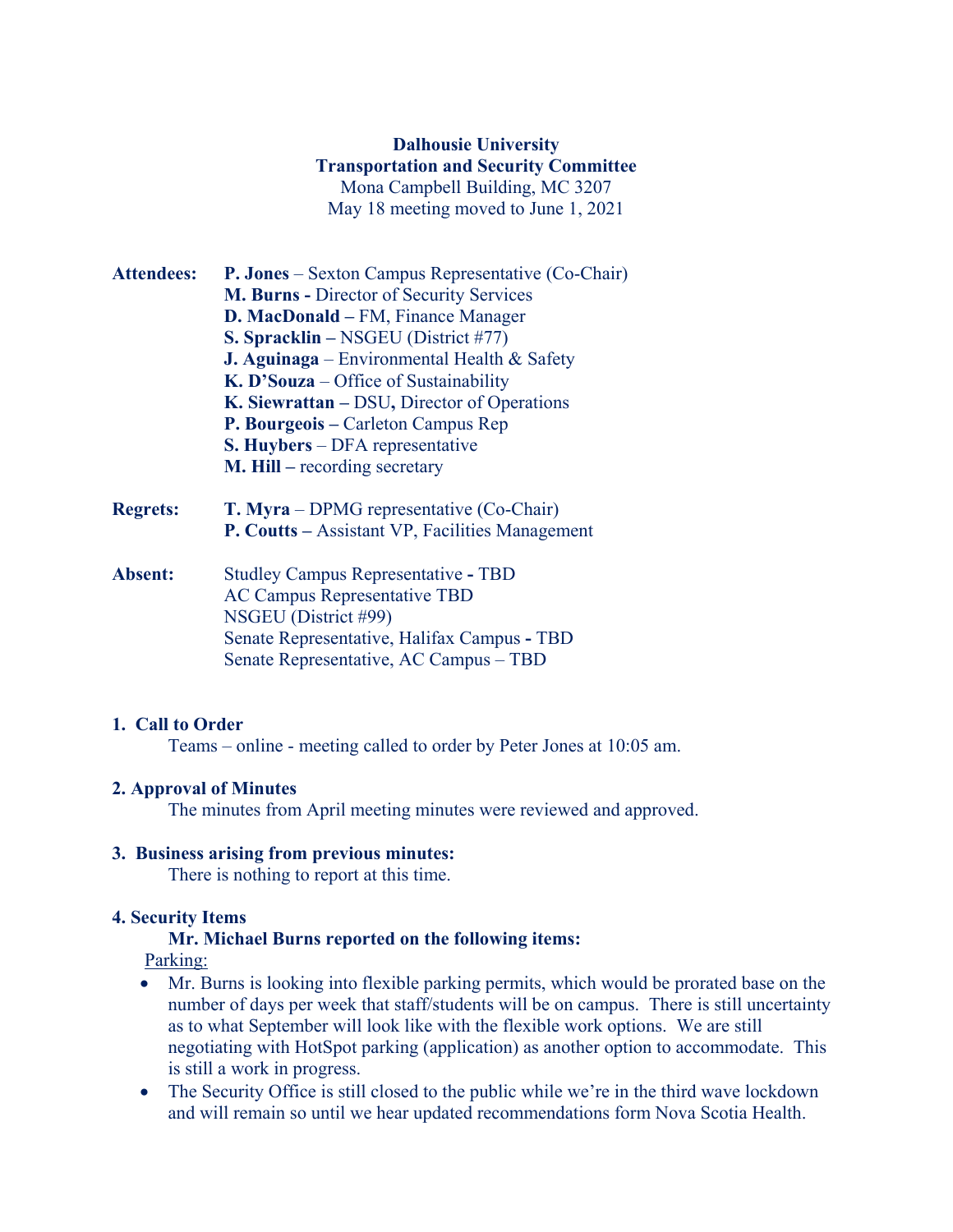**Dalhousie University**
**Transportation and Security Committee**
Mona Campbell Building, MC 3207
May 18 meeting moved to June 1, 2021

**Attendees:**
**P. Jones** – Sexton Campus Representative (Co-Chair)
**M. Burns -** Director of Security Services
**D. MacDonald –** FM, Finance Manager
**S. Spracklin –** NSGEU (District #77)
**J. Aguinaga** – Environmental Health & Safety
**K. D'Souza** – Office of Sustainability
**K. Siewrattan –** DSU**,** Director of Operations
**P. Bourgeois –** Carleton Campus Rep
**S. Huybers** – DFA representative
**M. Hill –** recording secretary

**Regrets:**
**T. Myra** – DPMG representative (Co-Chair)
**P. Coutts –** Assistant VP, Facilities Management

**Absent:**
Studley Campus Representative **-** TBD
AC Campus Representative TBD
NSGEU (District #99)
Senate Representative, Halifax Campus **-** TBD
Senate Representative, AC Campus – TBD

## 1. Call to Order

Teams – online - meeting called to order by Peter Jones at 10:05 am.

## 2. Approval of Minutes

The minutes from April meeting minutes were reviewed and approved.

## 3. Business arising from previous minutes:

There is nothing to report at this time.

## 4. Security Items

**Mr. Michael Burns reported on the following items:**

Parking:

- Mr. Burns is looking into flexible parking permits, which would be prorated base on the number of days per week that staff/students will be on campus. There is still uncertainty as to what September will look like with the flexible work options. We are still negotiating with HotSpot parking (application) as another option to accommodate. This is still a work in progress.
- The Security Office is still closed to the public while we're in the third wave lockdown and will remain so until we hear updated recommendations form Nova Scotia Health.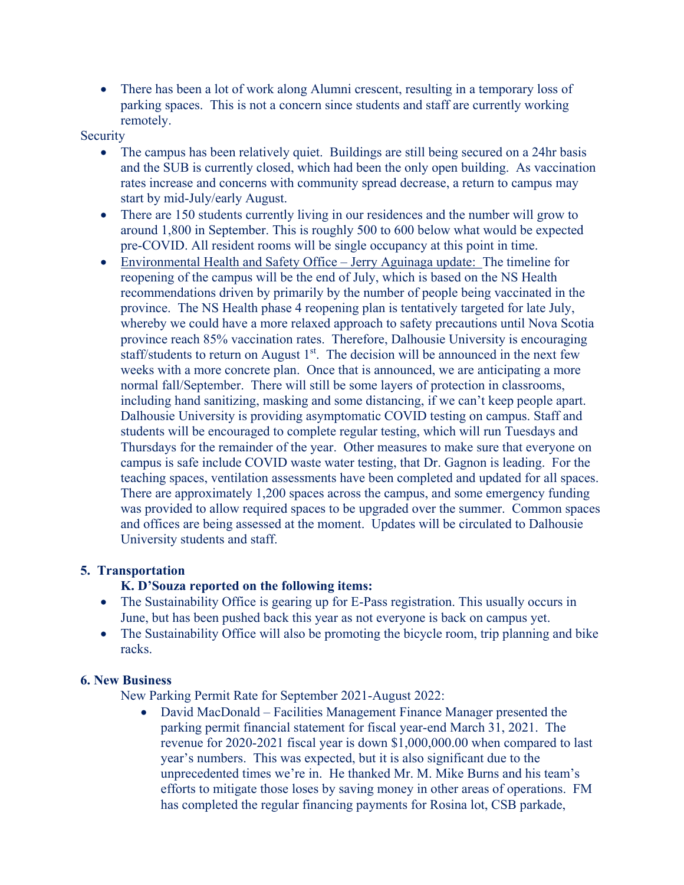- There has been a lot of work along Alumni crescent, resulting in a temporary loss of parking spaces. This is not a concern since students and staff are currently working remotely.

Security

- The campus has been relatively quiet. Buildings are still being secured on a 24hr basis and the SUB is currently closed, which had been the only open building. As vaccination rates increase and concerns with community spread decrease, a return to campus may start by mid-July/early August.
- There are 150 students currently living in our residences and the number will grow to around 1,800 in September. This is roughly 500 to 600 below what would be expected pre-COVID. All resident rooms will be single occupancy at this point in time.
- Environmental Health and Safety Office – Jerry Aguinaga update: The timeline for reopening of the campus will be the end of July, which is based on the NS Health recommendations driven by primarily by the number of people being vaccinated in the province. The NS Health phase 4 reopening plan is tentatively targeted for late July, whereby we could have a more relaxed approach to safety precautions until Nova Scotia province reach 85% vaccination rates. Therefore, Dalhousie University is encouraging staff/students to return on August 1st. The decision will be announced in the next few weeks with a more concrete plan. Once that is announced, we are anticipating a more normal fall/September. There will still be some layers of protection in classrooms, including hand sanitizing, masking and some distancing, if we can't keep people apart. Dalhousie University is providing asymptomatic COVID testing on campus. Staff and students will be encouraged to complete regular testing, which will run Tuesdays and Thursdays for the remainder of the year. Other measures to make sure that everyone on campus is safe include COVID waste water testing, that Dr. Gagnon is leading. For the teaching spaces, ventilation assessments have been completed and updated for all spaces. There are approximately 1,200 spaces across the campus, and some emergency funding was provided to allow required spaces to be upgraded over the summer. Common spaces and offices are being assessed at the moment. Updates will be circulated to Dalhousie University students and staff.

## 5. Transportation

**K. D'Souza reported on the following items:**

- The Sustainability Office is gearing up for E-Pass registration. This usually occurs in June, but has been pushed back this year as not everyone is back on campus yet.
- The Sustainability Office will also be promoting the bicycle room, trip planning and bike racks.

## 6. New Business

New Parking Permit Rate for September 2021-August 2022:

- David MacDonald – Facilities Management Finance Manager presented the parking permit financial statement for fiscal year-end March 31, 2021. The revenue for 2020-2021 fiscal year is down $1,000,000.00 when compared to last year's numbers. This was expected, but it is also significant due to the unprecedented times we're in. He thanked Mr. M. Mike Burns and his team's efforts to mitigate those loses by saving money in other areas of operations. FM has completed the regular financing payments for Rosina lot, CSB parkade,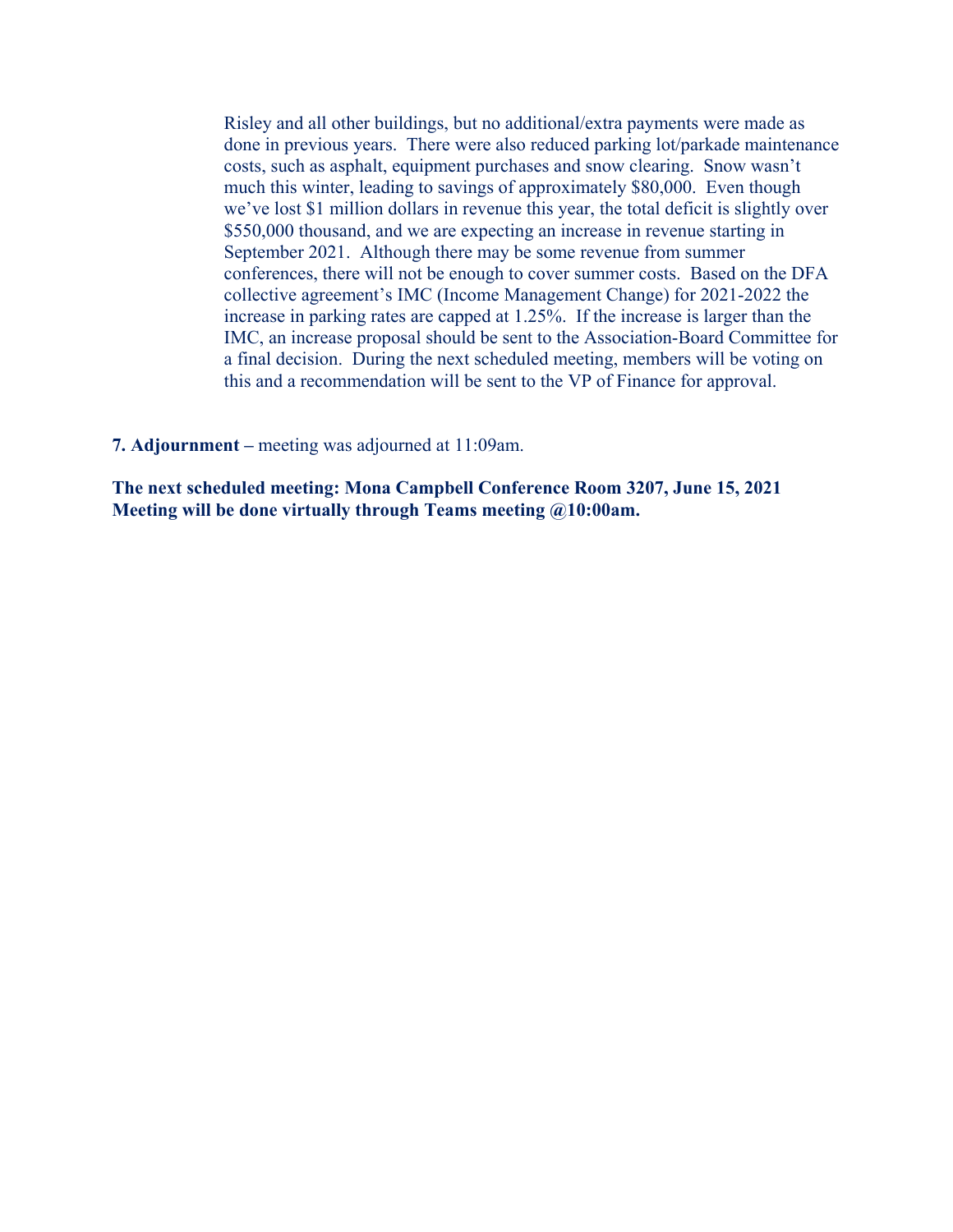Risley and all other buildings, but no additional/extra payments were made as done in previous years. There were also reduced parking lot/parkade maintenance costs, such as asphalt, equipment purchases and snow clearing. Snow wasn't much this winter, leading to savings of approximately $80,000. Even though we've lost $1 million dollars in revenue this year, the total deficit is slightly over $550,000 thousand, and we are expecting an increase in revenue starting in September 2021. Although there may be some revenue from summer conferences, there will not be enough to cover summer costs. Based on the DFA collective agreement's IMC (Income Management Change) for 2021-2022 the increase in parking rates are capped at 1.25%. If the increase is larger than the IMC, an increase proposal should be sent to the Association-Board Committee for a final decision. During the next scheduled meeting, members will be voting on this and a recommendation will be sent to the VP of Finance for approval.

**7. Adjournment –** meeting was adjourned at 11:09am.

**The next scheduled meeting: Mona Campbell Conference Room 3207, June 15, 2021**
**Meeting will be done virtually through Teams meeting @10:00am.**